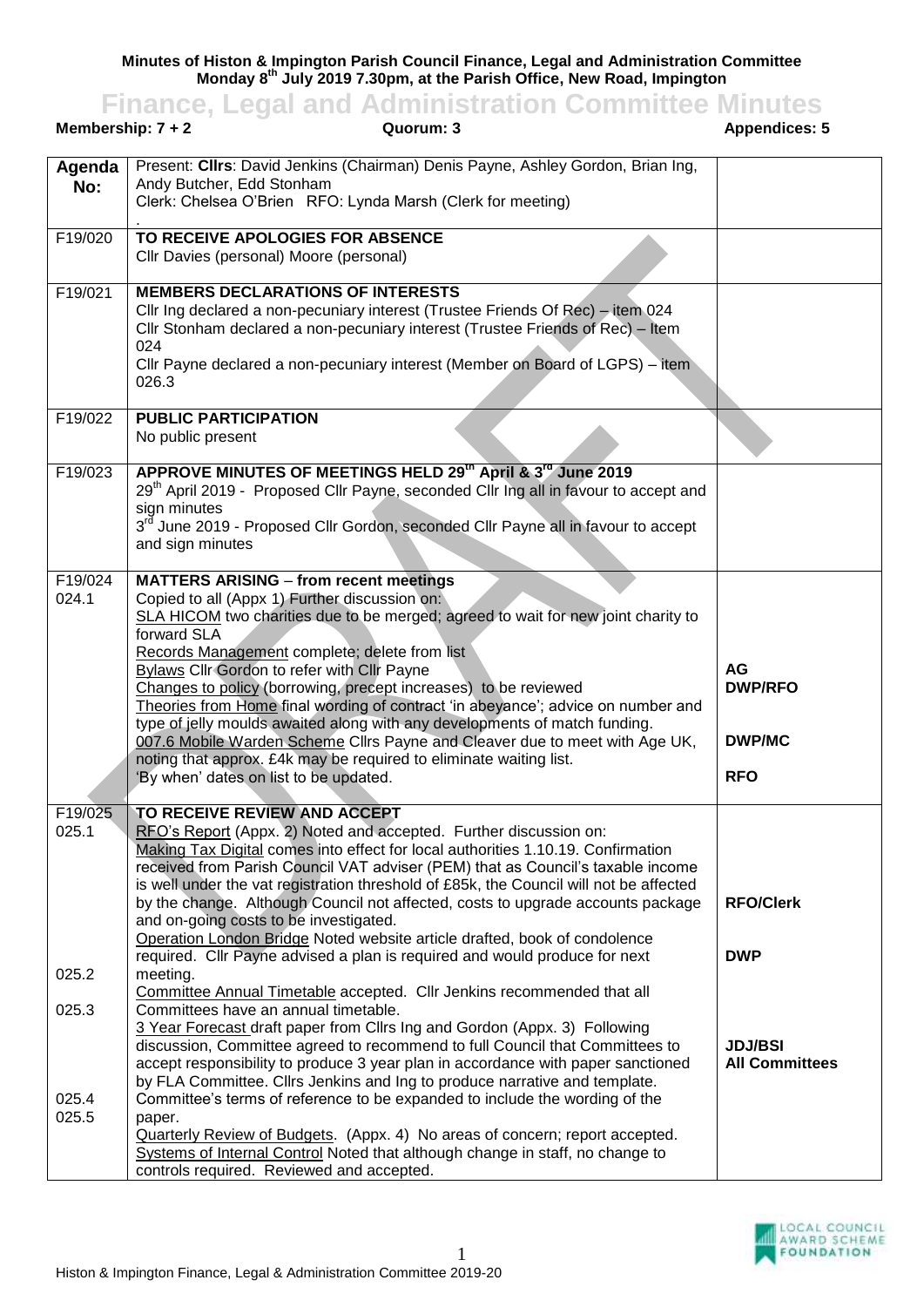**Minutes of Histon & Impington Parish Council Finance, Legal and Administration Committee**
**Monday 8th July 2019 7.30pm, at the Parish Office, New Road, Impington**

# Finance, Legal and Administration Committee Minutes

**Membership: 7 + 2** | **Quorum: 3** | **Appendices: 5**

| Agenda No: | Present: **Cllrs**: David Jenkins (Chairman) Denis Payne, Ashley Gordon, Brian Ing, Andy Butcher, Edd Stonham<br>Clerk: Chelsea O'Brien RFO: Lynda Marsh (Clerk for meeting)<br>. | |
|---|---|---|
| F19/020 | **TO RECEIVE APOLOGIES FOR ABSENCE**<br>Cllr Davies (personal) Moore (personal) | |
| F19/021 | **MEMBERS DECLARATIONS OF INTERESTS**<br>Cllr Ing declared a non-pecuniary interest (Trustee Friends Of Rec) – item 024<br>Cllr Stonham declared a non-pecuniary interest (Trustee Friends of Rec) – Item 024<br>Cllr Payne declared a non-pecuniary interest (Member on Board of LGPS) – item 026.3 | |
| F19/022 | **PUBLIC PARTICIPATION**<br>No public present | |
| F19/023 | **APPROVE MINUTES OF MEETINGS HELD 29th April & 3rd June 2019**<br>29th April 2019 - Proposed Cllr Payne, seconded Cllr Ing all in favour to accept and sign minutes<br>3rd June 2019 - Proposed Cllr Gordon, seconded Cllr Payne all in favour to accept and sign minutes | |
| F19/024<br>024.1 | **MATTERS ARISING** – from recent meetings<br>Copied to all (Appx 1) Further discussion on:<br>SLA HICOM two charities due to be merged; agreed to wait for new joint charity to forward SLA<br>Records Management complete; delete from list<br>Bylaws Cllr Gordon to refer with Cllr Payne<br>Changes to policy (borrowing, precept increases) to be reviewed<br>Theories from Home final wording of contract 'in abeyance'; advice on number and type of jelly moulds awaited along with any developments of match funding.<br>007.6 Mobile Warden Scheme Cllrs Payne and Cleaver due to meet with Age UK, noting that approx. £4k may be required to eliminate waiting list.<br>'By when' dates on list to be updated. | **AG**<br>**DWP/RFO**<br><br>**DWP/MC**<br><br>**RFO** |
| F19/025<br>025.1<br><br><br><br><br><br><br><br><br>025.2<br><br>025.3<br><br><br><br>025.4<br>025.5 | **TO RECEIVE REVIEW AND ACCEPT**<br>RFO's Report (Appx. 2) Noted and accepted. Further discussion on:<br>Making Tax Digital comes into effect for local authorities 1.10.19. Confirmation received from Parish Council VAT adviser (PEM) that as Council's taxable income is well under the vat registration threshold of £85k, the Council will not be affected by the change. Although Council not affected, costs to upgrade accounts package and on-going costs to be investigated.<br>Operation London Bridge Noted website article drafted, book of condolence required. Cllr Payne advised a plan is required and would produce for next meeting.<br>Committee Annual Timetable accepted. Cllr Jenkins recommended that all Committees have an annual timetable.<br>3 Year Forecast draft paper from Cllrs Ing and Gordon (Appx. 3) Following discussion, Committee agreed to recommend to full Council that Committees to accept responsibility to produce 3 year plan in accordance with paper sanctioned by FLA Committee. Cllrs Jenkins and Ing to produce narrative and template. Committee's terms of reference to be expanded to include the wording of the paper.<br>Quarterly Review of Budgets. (Appx. 4) No areas of concern; report accepted.<br>Systems of Internal Control Noted that although change in staff, no change to controls required. Reviewed and accepted. | <br><br><br><br><br>**RFO/Clerk**<br><br>**DWP**<br><br><br>**JDJ/BSI**<br>**All Committees** |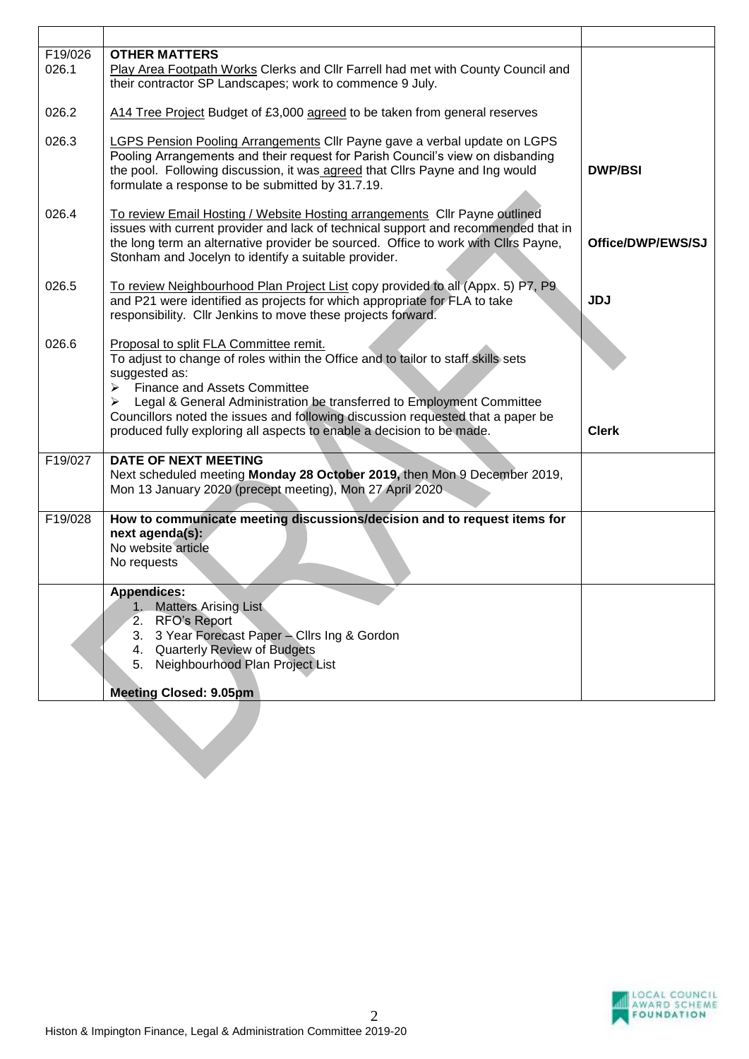| | | |
|---|---|---|
| F19/026<br>026.1 | **OTHER MATTERS**<br>Play Area Footpath Works Clerks and Cllr Farrell had met with County Council and their contractor SP Landscapes; work to commence 9 July. | |
| 026.2 | A14 Tree Project Budget of £3,000 agreed to be taken from general reserves | |
| 026.3 | LGPS Pension Pooling Arrangements Cllr Payne gave a verbal update on LGPS Pooling Arrangements and their request for Parish Council's view on disbanding the pool. Following discussion, it was agreed that Cllrs Payne and Ing would formulate a response to be submitted by 31.7.19. | **DWP/BSI** |
| 026.4 | To review Email Hosting / Website Hosting arrangements Cllr Payne outlined issues with current provider and lack of technical support and recommended that in the long term an alternative provider be sourced. Office to work with Cllrs Payne, Stonham and Jocelyn to identify a suitable provider. | **Office/DWP/EWS/SJ** |
| 026.5 | To review Neighbourhood Plan Project List copy provided to all (Appx. 5) P7, P9 and P21 were identified as projects for which appropriate for FLA to take responsibility. Cllr Jenkins to move these projects forward. | **JDJ** |
| 026.6 | Proposal to split FLA Committee remit.<br>To adjust to change of roles within the Office and to tailor to staff skills sets suggested as:<br>➢ Finance and Assets Committee<br>➢ Legal & General Administration be transferred to Employment Committee<br>Councillors noted the issues and following discussion requested that a paper be produced fully exploring all aspects to enable a decision to be made. | **Clerk** |
| F19/027 | **DATE OF NEXT MEETING**<br>Next scheduled meeting **Monday 28 October 2019,** then Mon 9 December 2019, Mon 13 January 2020 (precept meeting), Mon 27 April 2020 | |
| F19/028 | **How to communicate meeting discussions/decision and to request items for next agenda(s):**<br>No website article<br>No requests | |
| | **Appendices:**<br>1. Matters Arising List<br>2. RFO's Report<br>3. 3 Year Forecast Paper – Cllrs Ing & Gordon<br>4. Quarterly Review of Budgets<br>5. Neighbourhood Plan Project List<br><br>**Meeting Closed: 9.05pm** | |